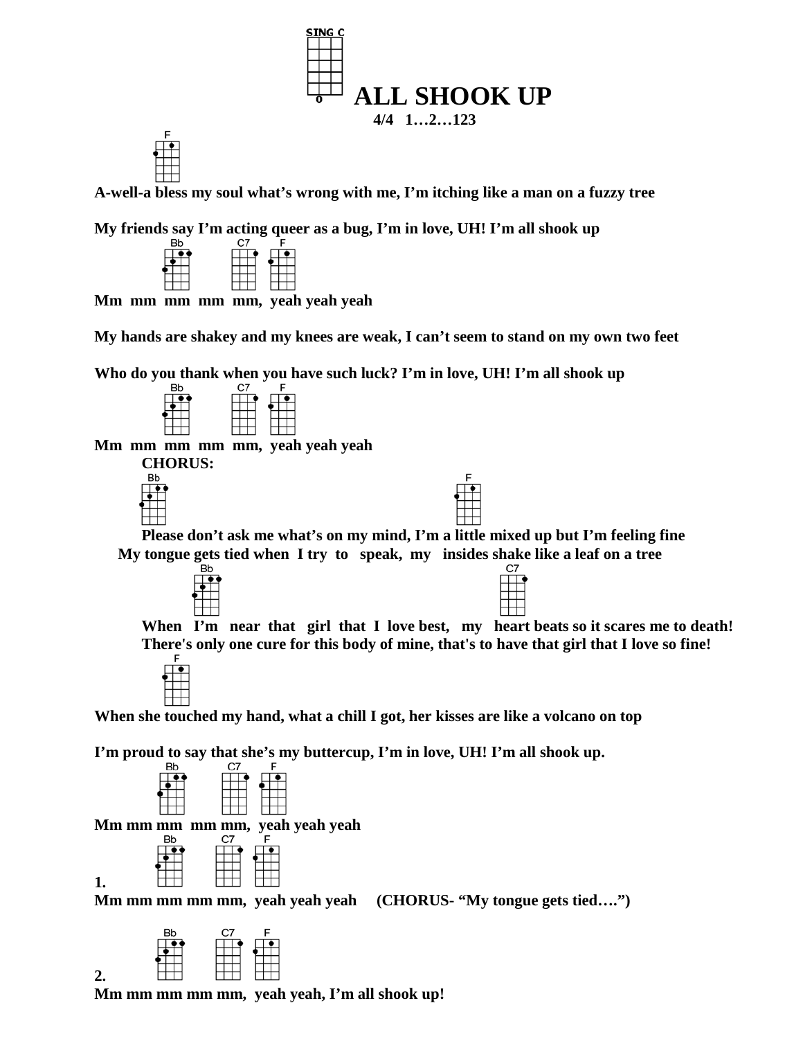SING C

# ALL SHOOK UP

**4/4 1…2…123**

F

**A-well-a bless my soul what's wrong with me, I'm itching like a man on a fuzzy tree**

**My friends say I'm acting queer as a bug, I'm in love, UH! I'm all shook up**

Bb C7 F

**Mm mm mm mm mm, yeah yeah yeah**

**My hands are shakey and my knees are weak, I can't seem to stand on my own two feet**

**Who do you thank when you have such luck? I'm in love, UH! I'm all shook up**

Bb C7 F

**Mm mm mm mm mm, yeah yeah yeah**

**CHORUS:**

Bb F

**Please don't ask me what's on my mind, I'm a little mixed up but I'm feeling fine**

**My tongue gets tied when I try to speak, my insides shake like a leaf on a tree**

Bb C7

**When I'm near that girl that I love best, my heart beats so it scares me to death!**

**There's only one cure for this body of mine, that's to have that girl that I love so fine!**

F

**When she touched my hand, what a chill I got, her kisses are like a volcano on top**

**I'm proud to say that she's my buttercup, I'm in love, UH! I'm all shook up.**

Bb C7 F

**Mm mm mm mm mm, yeah yeah yeah**

Bb C7 F

**1.**
**Mm mm mm mm mm, yeah yeah yeah (CHORUS- "My tongue gets tied….")**

Bb C7 F

**2.**
**Mm mm mm mm mm, yeah yeah, I'm all shook up!**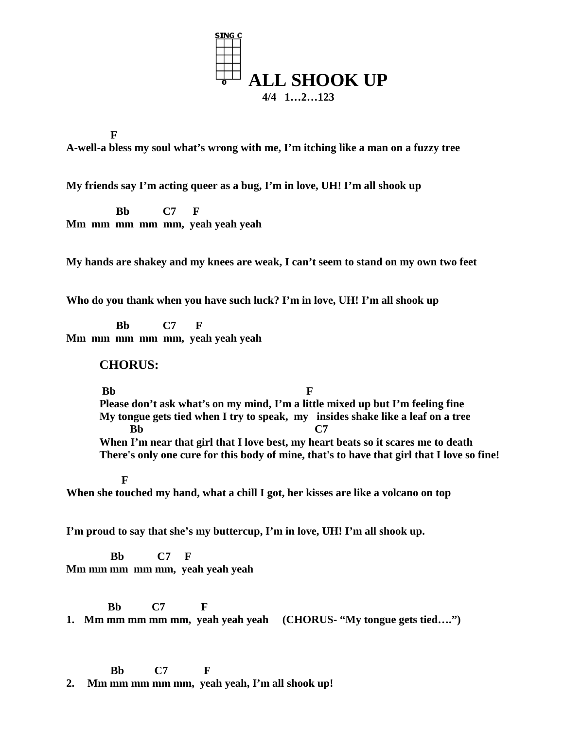SING C

# ALL SHOOK UP

**4/4 1…2…123**

```
       F
A-well-a bless my soul what's wrong with me, I'm itching like a man on a fuzzy tree

My friends say I'm acting queer as a bug, I'm in love, UH! I'm all shook up

        Bb        C7     F
Mm  mm  mm  mm  mm,  yeah yeah yeah

My hands are shakey and my knees are weak, I can't seem to stand on my own two feet

Who do you thank when you have such luck? I'm in love, UH! I'm all shook up

        Bb        C7      F
Mm  mm  mm  mm  mm,  yeah yeah yeah
```

**CHORUS:**

```
 Bb                                           F
Please don't ask what's on my mind, I'm a little mixed up but I'm feeling fine
My tongue gets tied when I try to speak,  my   insides shake like a leaf on a tree
     Bb                                        C7
When I'm near that girl that I love best, my heart beats so it scares me to death
There's only one cure for this body of mine, that's to have that girl that I love so fine!
```

```
         F
When she touched my hand, what a chill I got, her kisses are like a volcano on top

I'm proud to say that she's my buttercup, I'm in love, UH! I'm all shook up.

       Bb        C7    F
Mm mm mm  mm mm,  yeah yeah yeah

        Bb        C7          F
1.   Mm mm mm mm mm,  yeah yeah yeah     (CHORUS- "My tongue gets tied….")

         Bb        C7          F
2.    Mm mm mm mm mm,  yeah yeah, I'm all shook up!
```